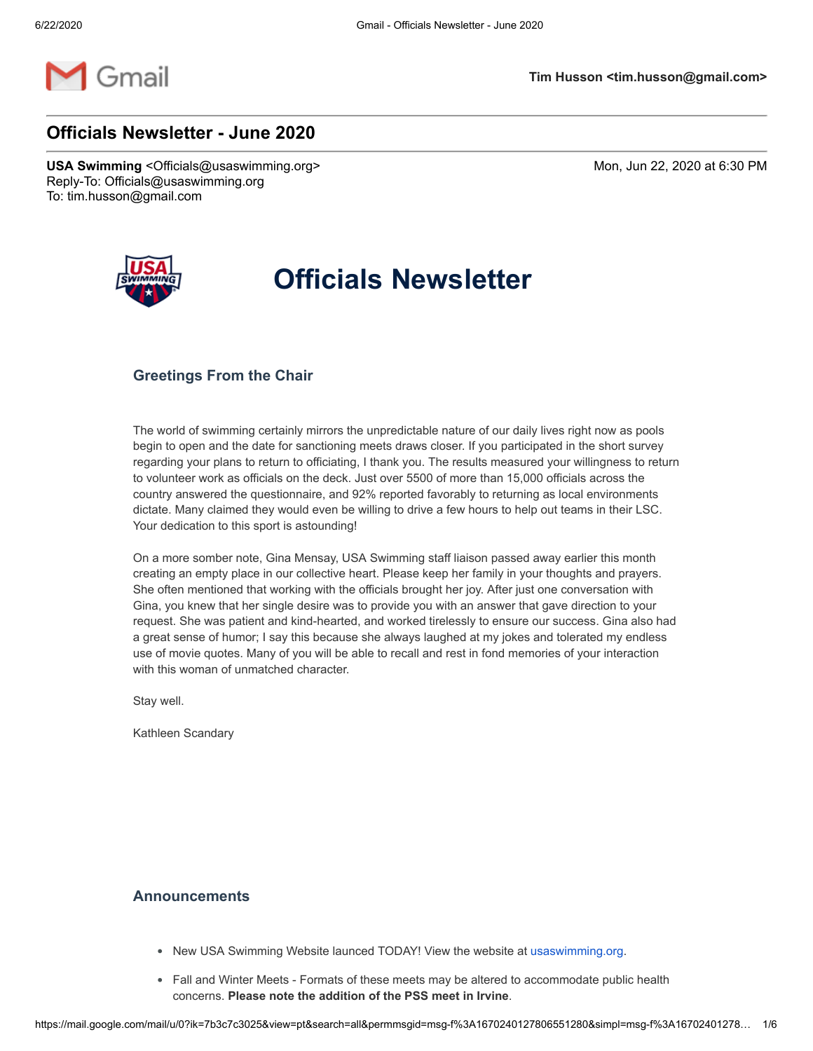Tim Husson <tim.husson@gmail.com>

# Officials Newsletter - June 2020

**USA Swimming** <Officials@usaswimming.org>
Reply-To: Officials@usaswimming.org
To: tim.husson@gmail.com

Mon, Jun 22, 2020 at 6:30 PM

# Officials Newsletter

## Greetings From the Chair

The world of swimming certainly mirrors the unpredictable nature of our daily lives right now as pools begin to open and the date for sanctioning meets draws closer. If you participated in the short survey regarding your plans to return to officiating, I thank you. The results measured your willingness to return to volunteer work as officials on the deck. Just over 5500 of more than 15,000 officials across the country answered the questionnaire, and 92% reported favorably to returning as local environments dictate. Many claimed they would even be willing to drive a few hours to help out teams in their LSC. Your dedication to this sport is astounding!

On a more somber note, Gina Mensay, USA Swimming staff liaison passed away earlier this month creating an empty place in our collective heart. Please keep her family in your thoughts and prayers. She often mentioned that working with the officials brought her joy. After just one conversation with Gina, you knew that her single desire was to provide you with an answer that gave direction to your request. She was patient and kind-hearted, and worked tirelessly to ensure our success. Gina also had a great sense of humor; I say this because she always laughed at my jokes and tolerated my endless use of movie quotes. Many of you will be able to recall and rest in fond memories of your interaction with this woman of unmatched character.

Stay well.

Kathleen Scandary

## Announcements

- New USA Swimming Website launced TODAY! View the website at usaswimming.org.
- Fall and Winter Meets - Formats of these meets may be altered to accommodate public health concerns. **Please note the addition of the PSS meet in Irvine**.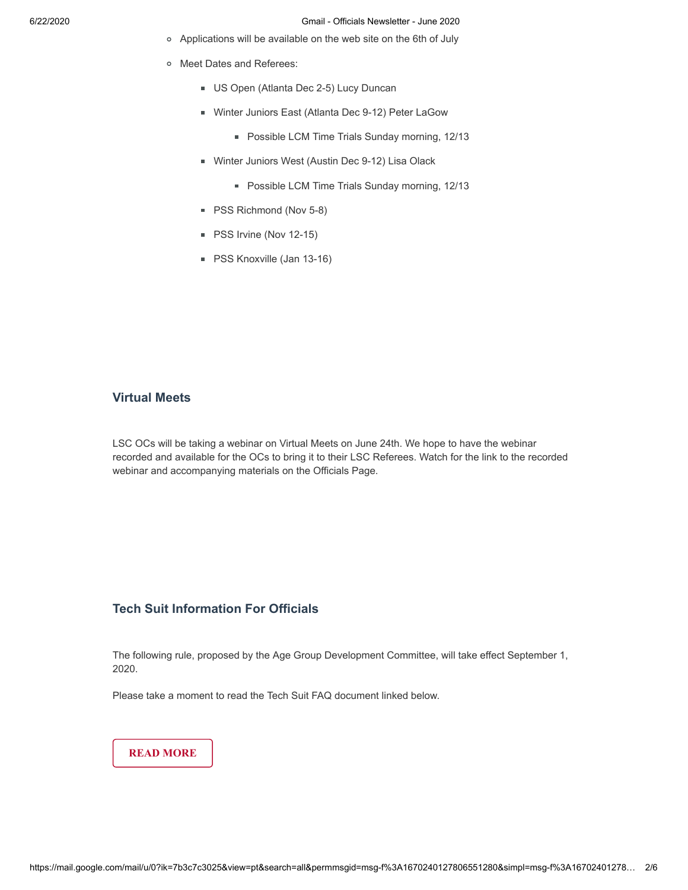- Applications will be available on the web site on the 6th of July
- Meet Dates and Referees:
  - US Open (Atlanta Dec 2-5) Lucy Duncan
  - Winter Juniors East (Atlanta Dec 9-12) Peter LaGow
    - Possible LCM Time Trials Sunday morning, 12/13
  - Winter Juniors West (Austin Dec 9-12) Lisa Olack
    - Possible LCM Time Trials Sunday morning, 12/13
  - PSS Richmond (Nov 5-8)
  - PSS Irvine (Nov 12-15)
  - PSS Knoxville (Jan 13-16)

### Virtual Meets

LSC OCs will be taking a webinar on Virtual Meets on June 24th. We hope to have the webinar recorded and available for the OCs to bring it to their LSC Referees. Watch for the link to the recorded webinar and accompanying materials on the Officials Page.

### Tech Suit Information For Officials

The following rule, proposed by the Age Group Development Committee, will take effect September 1, 2020.

Please take a moment to read the Tech Suit FAQ document linked below.

**READ MORE**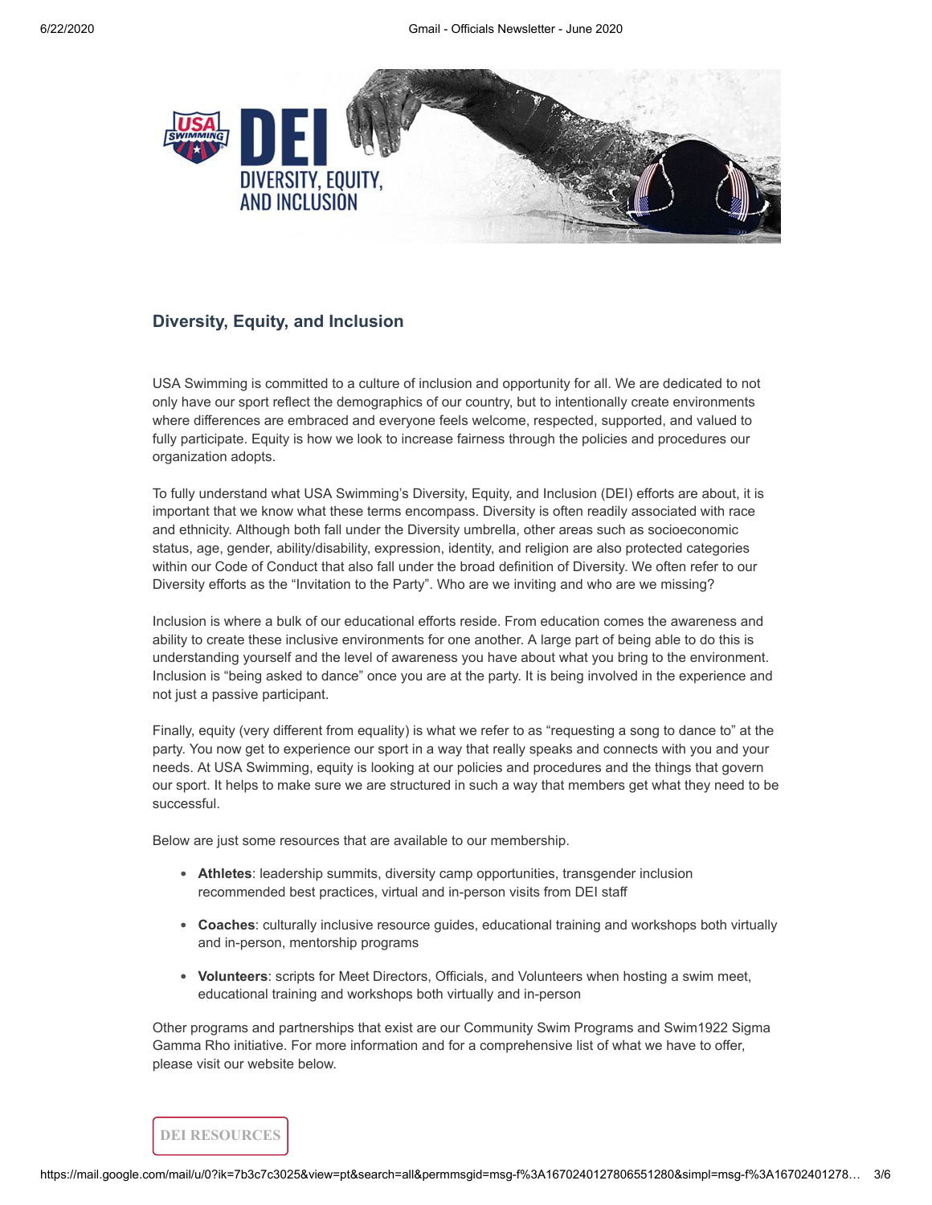## Diversity, Equity, and Inclusion

USA Swimming is committed to a culture of inclusion and opportunity for all. We are dedicated to not only have our sport reflect the demographics of our country, but to intentionally create environments where differences are embraced and everyone feels welcome, respected, supported, and valued to fully participate. Equity is how we look to increase fairness through the policies and procedures our organization adopts.

To fully understand what USA Swimming's Diversity, Equity, and Inclusion (DEI) efforts are about, it is important that we know what these terms encompass. Diversity is often readily associated with race and ethnicity. Although both fall under the Diversity umbrella, other areas such as socioeconomic status, age, gender, ability/disability, expression, identity, and religion are also protected categories within our Code of Conduct that also fall under the broad definition of Diversity. We often refer to our Diversity efforts as the "Invitation to the Party". Who are we inviting and who are we missing?

Inclusion is where a bulk of our educational efforts reside. From education comes the awareness and ability to create these inclusive environments for one another. A large part of being able to do this is understanding yourself and the level of awareness you have about what you bring to the environment. Inclusion is "being asked to dance" once you are at the party. It is being involved in the experience and not just a passive participant.

Finally, equity (very different from equality) is what we refer to as "requesting a song to dance to" at the party. You now get to experience our sport in a way that really speaks and connects with you and your needs. At USA Swimming, equity is looking at our policies and procedures and the things that govern our sport. It helps to make sure we are structured in such a way that members get what they need to be successful.

Below are just some resources that are available to our membership.

- **Athletes**: leadership summits, diversity camp opportunities, transgender inclusion recommended best practices, virtual and in-person visits from DEI staff
- **Coaches**: culturally inclusive resource guides, educational training and workshops both virtually and in-person, mentorship programs
- **Volunteers**: scripts for Meet Directors, Officials, and Volunteers when hosting a swim meet, educational training and workshops both virtually and in-person

Other programs and partnerships that exist are our Community Swim Programs and Swim1922 Sigma Gamma Rho initiative. For more information and for a comprehensive list of what we have to offer, please visit our website below.

DEI RESOURCES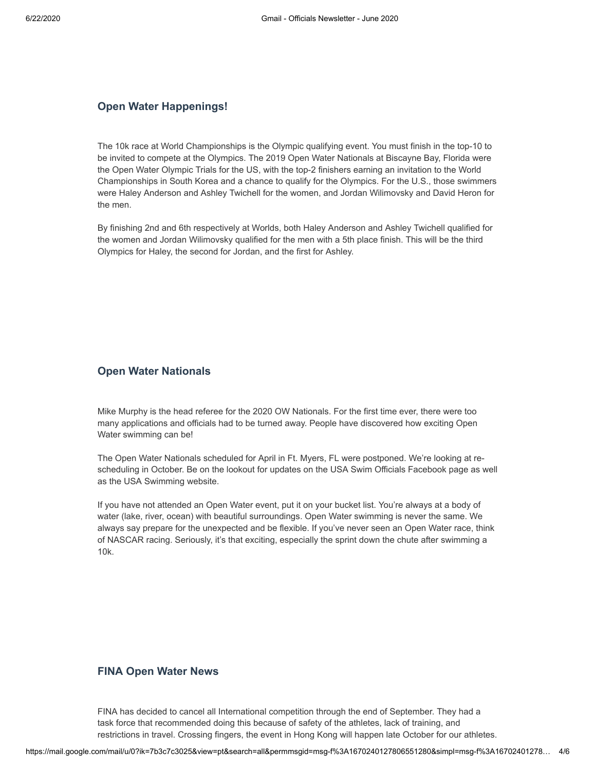## Open Water Happenings!

The 10k race at World Championships is the Olympic qualifying event. You must finish in the top-10 to be invited to compete at the Olympics. The 2019 Open Water Nationals at Biscayne Bay, Florida were the Open Water Olympic Trials for the US, with the top-2 finishers earning an invitation to the World Championships in South Korea and a chance to qualify for the Olympics. For the U.S., those swimmers were Haley Anderson and Ashley Twichell for the women, and Jordan Wilimovsky and David Heron for the men.

By finishing 2nd and 6th respectively at Worlds, both Haley Anderson and Ashley Twichell qualified for the women and Jordan Wilimovsky qualified for the men with a 5th place finish. This will be the third Olympics for Haley, the second for Jordan, and the first for Ashley.

## Open Water Nationals

Mike Murphy is the head referee for the 2020 OW Nationals. For the first time ever, there were too many applications and officials had to be turned away. People have discovered how exciting Open Water swimming can be!

The Open Water Nationals scheduled for April in Ft. Myers, FL were postponed. We're looking at re-scheduling in October. Be on the lookout for updates on the USA Swim Officials Facebook page as well as the USA Swimming website.

If you have not attended an Open Water event, put it on your bucket list. You're always at a body of water (lake, river, ocean) with beautiful surroundings. Open Water swimming is never the same. We always say prepare for the unexpected and be flexible. If you've never seen an Open Water race, think of NASCAR racing. Seriously, it's that exciting, especially the sprint down the chute after swimming a 10k.

## FINA Open Water News

FINA has decided to cancel all International competition through the end of September. They had a task force that recommended doing this because of safety of the athletes, lack of training, and restrictions in travel. Crossing fingers, the event in Hong Kong will happen late October for our athletes.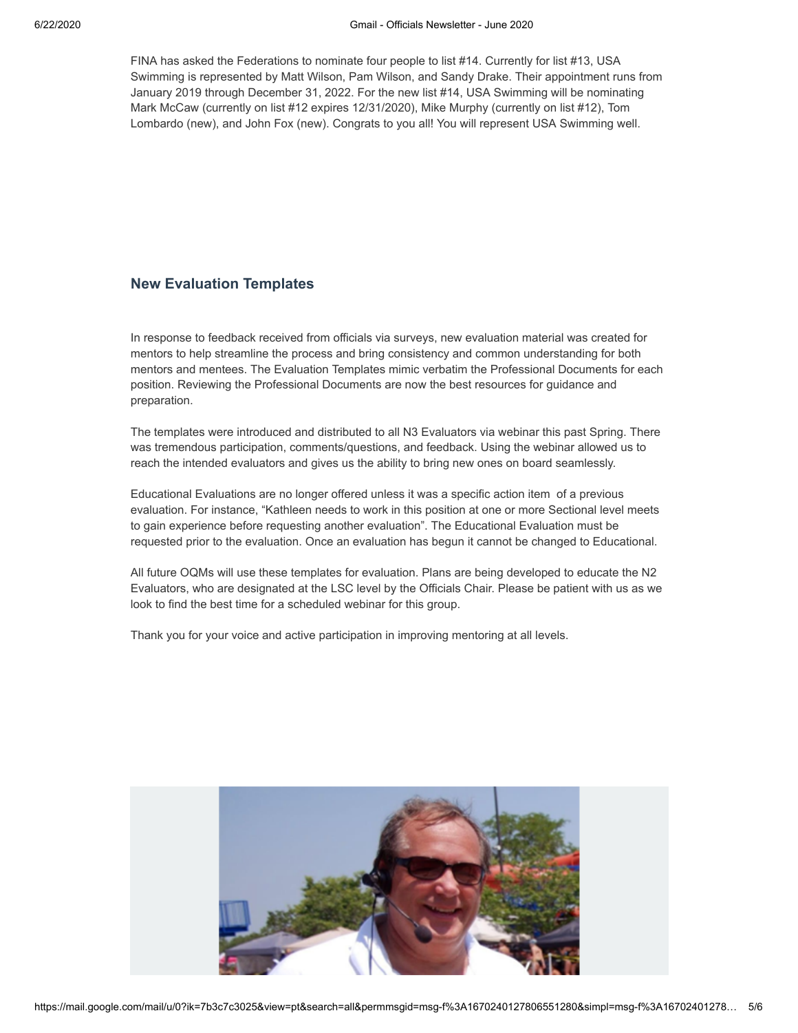FINA has asked the Federations to nominate four people to list #14. Currently for list #13, USA Swimming is represented by Matt Wilson, Pam Wilson, and Sandy Drake. Their appointment runs from January 2019 through December 31, 2022. For the new list #14, USA Swimming will be nominating Mark McCaw (currently on list #12 expires 12/31/2020), Mike Murphy (currently on list #12), Tom Lombardo (new), and John Fox (new). Congrats to you all! You will represent USA Swimming well.

### New Evaluation Templates

In response to feedback received from officials via surveys, new evaluation material was created for mentors to help streamline the process and bring consistency and common understanding for both mentors and mentees. The Evaluation Templates mimic verbatim the Professional Documents for each position. Reviewing the Professional Documents are now the best resources for guidance and preparation.

The templates were introduced and distributed to all N3 Evaluators via webinar this past Spring. There was tremendous participation, comments/questions, and feedback. Using the webinar allowed us to reach the intended evaluators and gives us the ability to bring new ones on board seamlessly.

Educational Evaluations are no longer offered unless it was a specific action item of a previous evaluation. For instance, "Kathleen needs to work in this position at one or more Sectional level meets to gain experience before requesting another evaluation". The Educational Evaluation must be requested prior to the evaluation. Once an evaluation has begun it cannot be changed to Educational.

All future OQMs will use these templates for evaluation. Plans are being developed to educate the N2 Evaluators, who are designated at the LSC level by the Officials Chair. Please be patient with us as we look to find the best time for a scheduled webinar for this group.

Thank you for your voice and active participation in improving mentoring at all levels.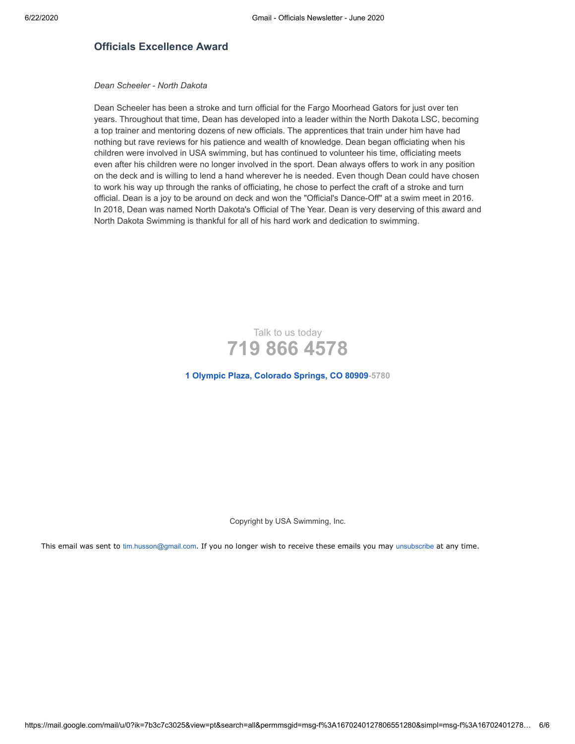## Officials Excellence Award

*Dean Scheeler - North Dakota*

Dean Scheeler has been a stroke and turn official for the Fargo Moorhead Gators for just over ten years. Throughout that time, Dean has developed into a leader within the North Dakota LSC, becoming a top trainer and mentoring dozens of new officials. The apprentices that train under him have had nothing but rave reviews for his patience and wealth of knowledge. Dean began officiating when his children were involved in USA swimming, but has continued to volunteer his time, officiating meets even after his children were no longer involved in the sport. Dean always offers to work in any position on the deck and is willing to lend a hand wherever he is needed. Even though Dean could have chosen to work his way up through the ranks of officiating, he chose to perfect the craft of a stroke and turn official. Dean is a joy to be around on deck and won the "Official's Dance-Off" at a swim meet in 2016. In 2018, Dean was named North Dakota's Official of The Year. Dean is very deserving of this award and North Dakota Swimming is thankful for all of his hard work and dedication to swimming.

Talk to us today

**719 866 4578**

**1 Olympic Plaza, Colorado Springs, CO 80909-5780**

Copyright by USA Swimming, Inc.

This email was sent to tim.husson@gmail.com. If you no longer wish to receive these emails you may unsubscribe at any time.